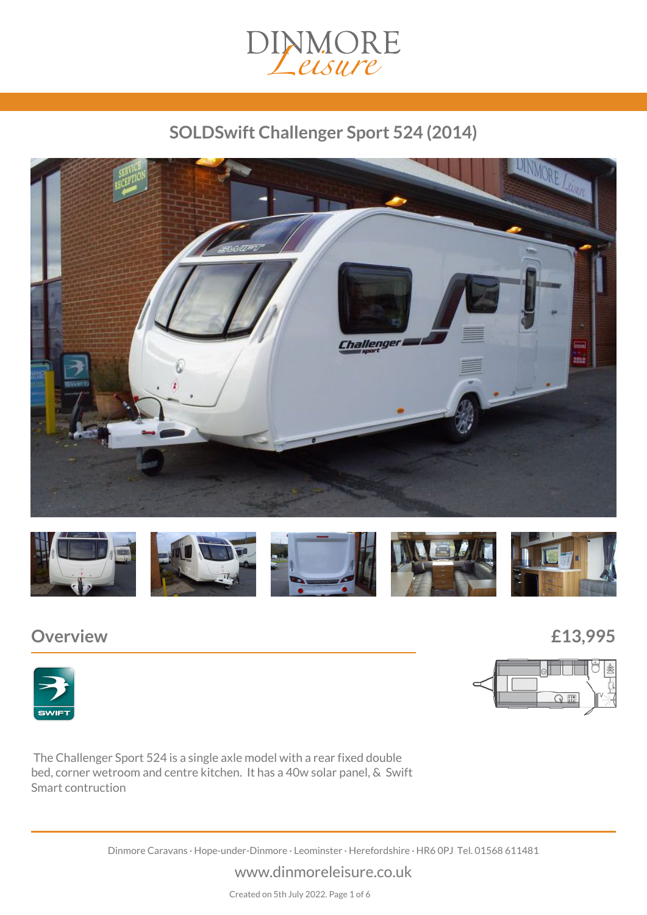# SOLDSwift Challenger Sport 524 (2014)

## Overview

£13,995

The Challenger Sport 524 is a single axle model with a rear fixed double bed, corner wetroom and centre kitchen. It has a 40w solar panel, & Swift Smart contruction

Dinmore Caravans · Hope-under-Dinmore · Leominster · Herefordshire · HR6 0PJ Tel. 01568 611481

www.dinmoreleisure.co.uk

Created on 5th July 2022.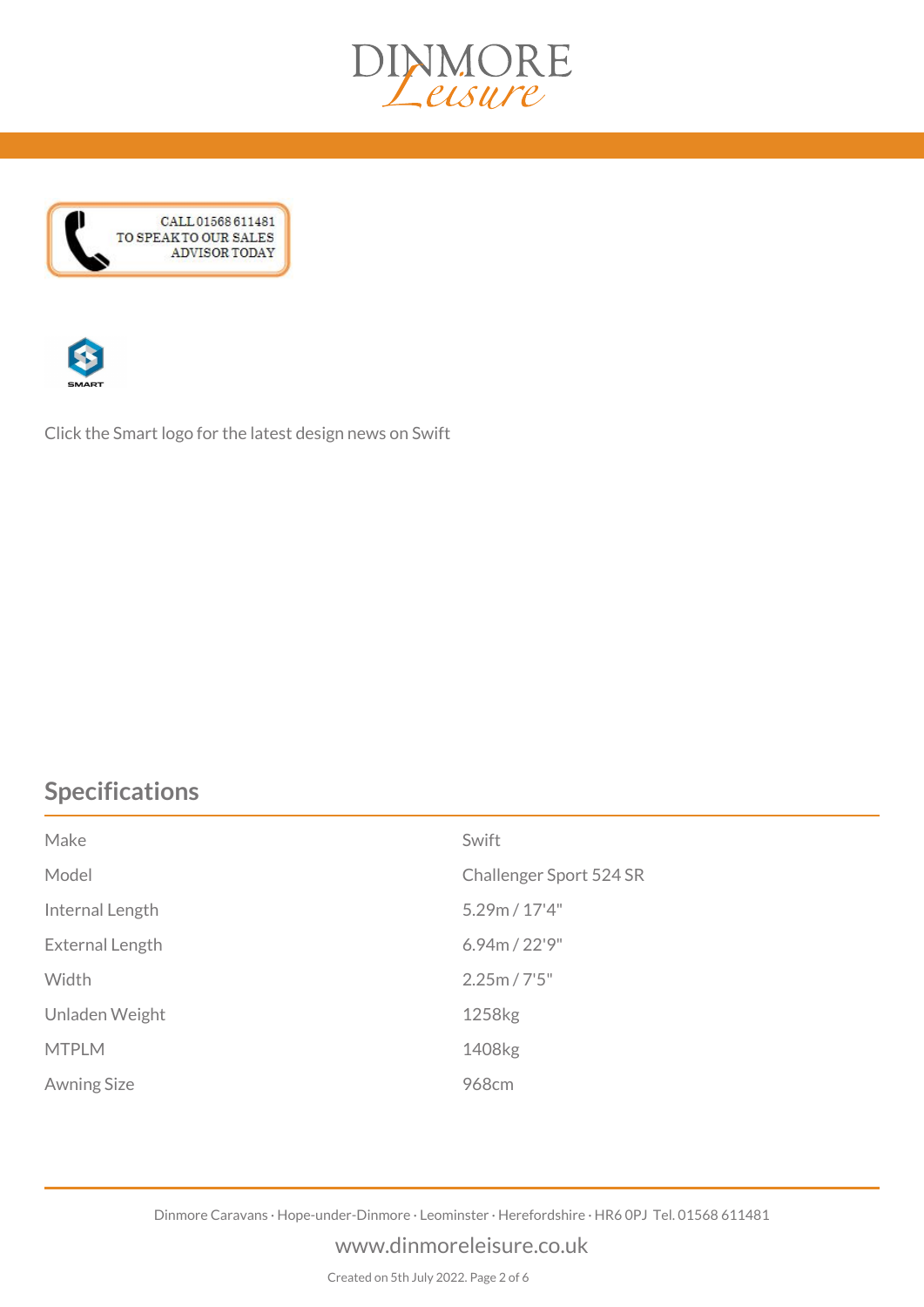CALL 01568 611481
TO SPEAK TO OUR SALES
ADVISOR TODAY

Click the Smart logo for the latest design news on Swift

## Specifications

| | |
|---|---|
| Make | Swift |
| Model | Challenger Sport 524 SR |
| Internal Length | 5.29m / 17'4" |
| External Length | 6.94m / 22'9" |
| Width | 2.25m / 7'5" |
| Unladen Weight | 1258kg |
| MTPLM | 1408kg |
| Awning Size | 968cm |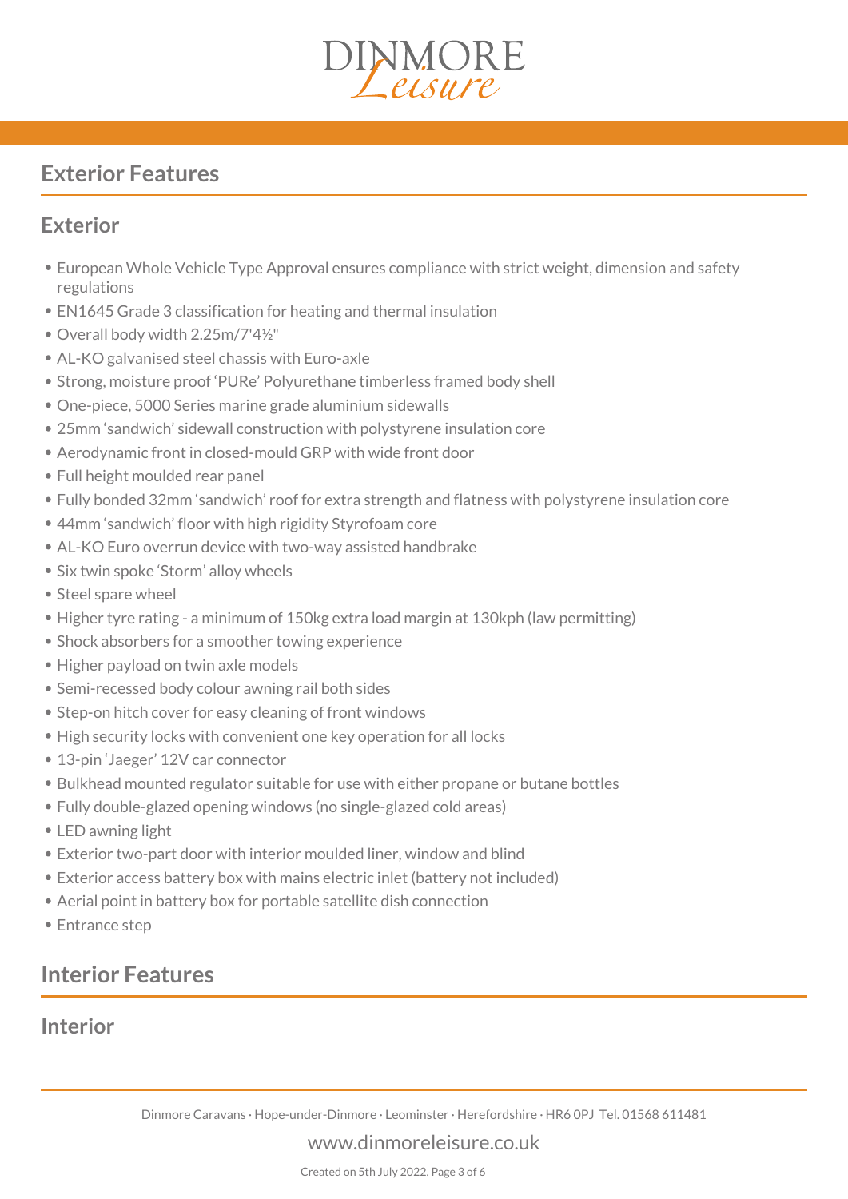## Exterior Features

### Exterior

- European Whole Vehicle Type Approval ensures compliance with strict weight, dimension and safety regulations
- EN1645 Grade 3 classification for heating and thermal insulation
- Overall body width 2.25m/7'4½"
- AL-KO galvanised steel chassis with Euro-axle
- Strong, moisture proof 'PURe' Polyurethane timberless framed body shell
- One-piece, 5000 Series marine grade aluminium sidewalls
- 25mm 'sandwich' sidewall construction with polystyrene insulation core
- Aerodynamic front in closed-mould GRP with wide front door
- Full height moulded rear panel
- Fully bonded 32mm 'sandwich' roof for extra strength and flatness with polystyrene insulation core
- 44mm 'sandwich' floor with high rigidity Styrofoam core
- AL-KO Euro overrun device with two-way assisted handbrake
- Six twin spoke 'Storm' alloy wheels
- Steel spare wheel
- Higher tyre rating - a minimum of 150kg extra load margin at 130kph (law permitting)
- Shock absorbers for a smoother towing experience
- Higher payload on twin axle models
- Semi-recessed body colour awning rail both sides
- Step-on hitch cover for easy cleaning of front windows
- High security locks with convenient one key operation for all locks
- 13-pin 'Jaeger' 12V car connector
- Bulkhead mounted regulator suitable for use with either propane or butane bottles
- Fully double-glazed opening windows (no single-glazed cold areas)
- LED awning light
- Exterior two-part door with interior moulded liner, window and blind
- Exterior access battery box with mains electric inlet (battery not included)
- Aerial point in battery box for portable satellite dish connection
- Entrance step

## Interior Features

### Interior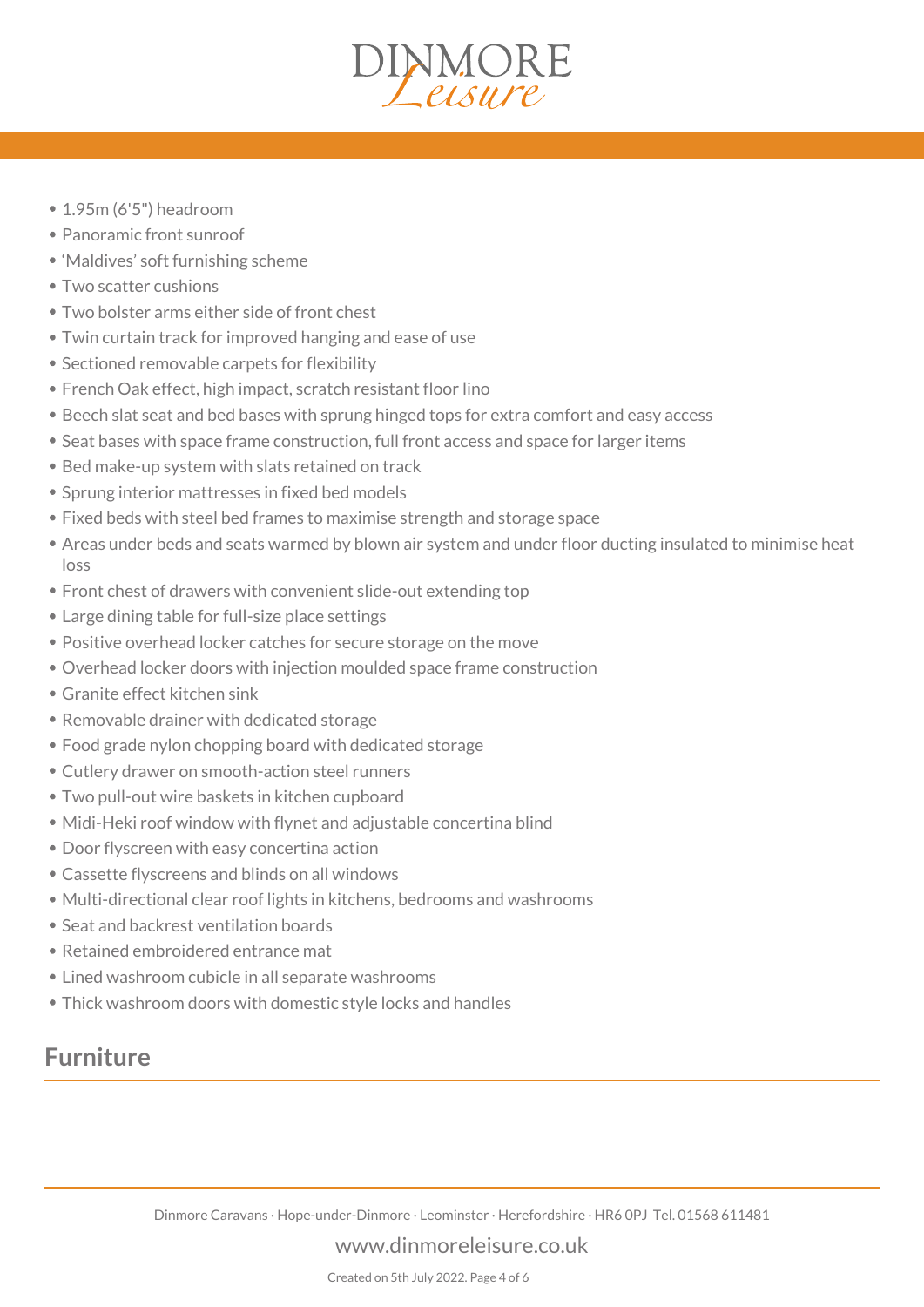- 1.95m (6'5") headroom
- Panoramic front sunroof
- 'Maldives' soft furnishing scheme
- Two scatter cushions
- Two bolster arms either side of front chest
- Twin curtain track for improved hanging and ease of use
- Sectioned removable carpets for flexibility
- French Oak effect, high impact, scratch resistant floor lino
- Beech slat seat and bed bases with sprung hinged tops for extra comfort and easy access
- Seat bases with space frame construction, full front access and space for larger items
- Bed make-up system with slats retained on track
- Sprung interior mattresses in fixed bed models
- Fixed beds with steel bed frames to maximise strength and storage space
- Areas under beds and seats warmed by blown air system and under floor ducting insulated to minimise heat loss
- Front chest of drawers with convenient slide-out extending top
- Large dining table for full-size place settings
- Positive overhead locker catches for secure storage on the move
- Overhead locker doors with injection moulded space frame construction
- Granite effect kitchen sink
- Removable drainer with dedicated storage
- Food grade nylon chopping board with dedicated storage
- Cutlery drawer on smooth-action steel runners
- Two pull-out wire baskets in kitchen cupboard
- Midi-Heki roof window with flynet and adjustable concertina blind
- Door flyscreen with easy concertina action
- Cassette flyscreens and blinds on all windows
- Multi-directional clear roof lights in kitchens, bedrooms and washrooms
- Seat and backrest ventilation boards
- Retained embroidered entrance mat
- Lined washroom cubicle in all separate washrooms
- Thick washroom doors with domestic style locks and handles

## Furniture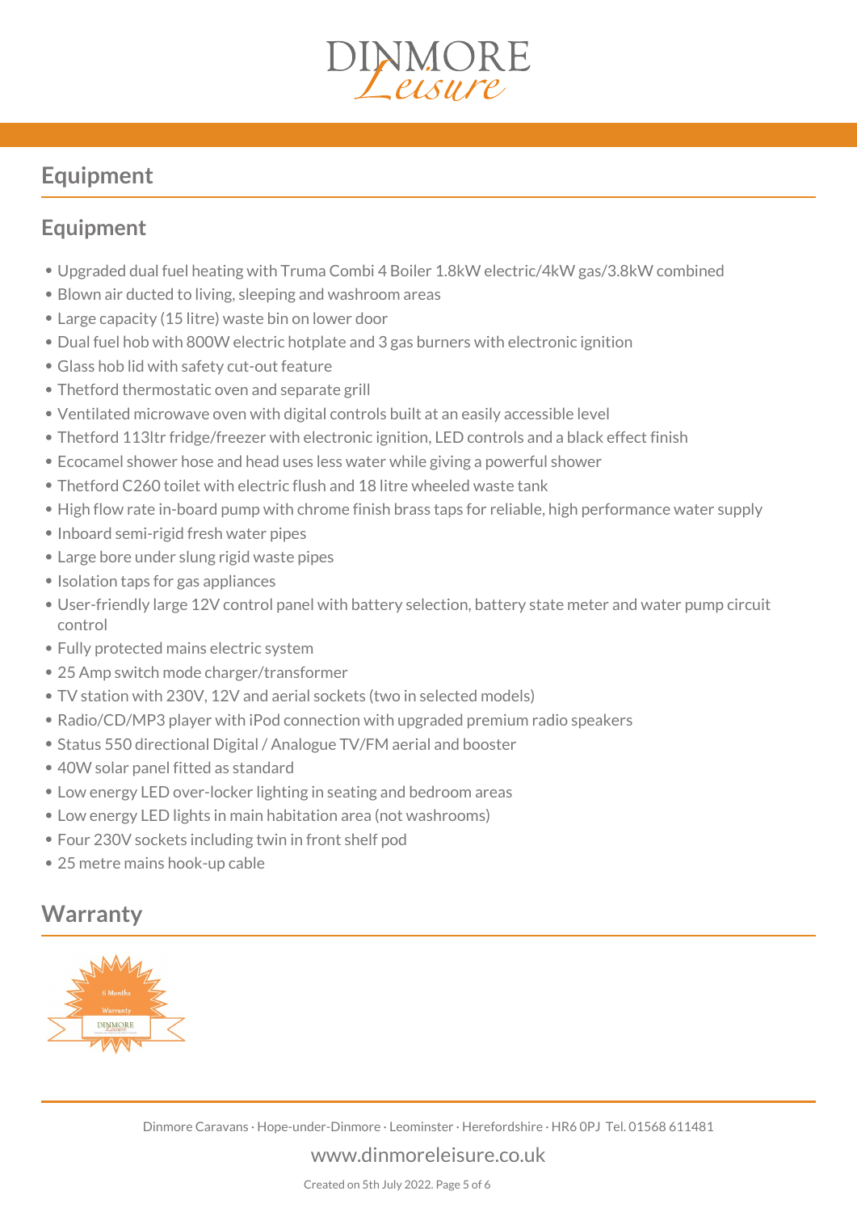## Equipment

### Equipment

- Upgraded dual fuel heating with Truma Combi 4 Boiler 1.8kW electric/4kW gas/3.8kW combined
- Blown air ducted to living, sleeping and washroom areas
- Large capacity (15 litre) waste bin on lower door
- Dual fuel hob with 800W electric hotplate and 3 gas burners with electronic ignition
- Glass hob lid with safety cut-out feature
- Thetford thermostatic oven and separate grill
- Ventilated microwave oven with digital controls built at an easily accessible level
- Thetford 113ltr fridge/freezer with electronic ignition, LED controls and a black effect finish
- Ecocamel shower hose and head uses less water while giving a powerful shower
- Thetford C260 toilet with electric flush and 18 litre wheeled waste tank
- High flow rate in-board pump with chrome finish brass taps for reliable, high performance water supply
- Inboard semi-rigid fresh water pipes
- Large bore under slung rigid waste pipes
- Isolation taps for gas appliances
- User-friendly large 12V control panel with battery selection, battery state meter and water pump circuit control
- Fully protected mains electric system
- 25 Amp switch mode charger/transformer
- TV station with 230V, 12V and aerial sockets (two in selected models)
- Radio/CD/MP3 player with iPod connection with upgraded premium radio speakers
- Status 550 directional Digital / Analogue TV/FM aerial and booster
- 40W solar panel fitted as standard
- Low energy LED over-locker lighting in seating and bedroom areas
- Low energy LED lights in main habitation area (not washrooms)
- Four 230V sockets including twin in front shelf pod
- 25 metre mains hook-up cable

## Warranty

6 Months Warranty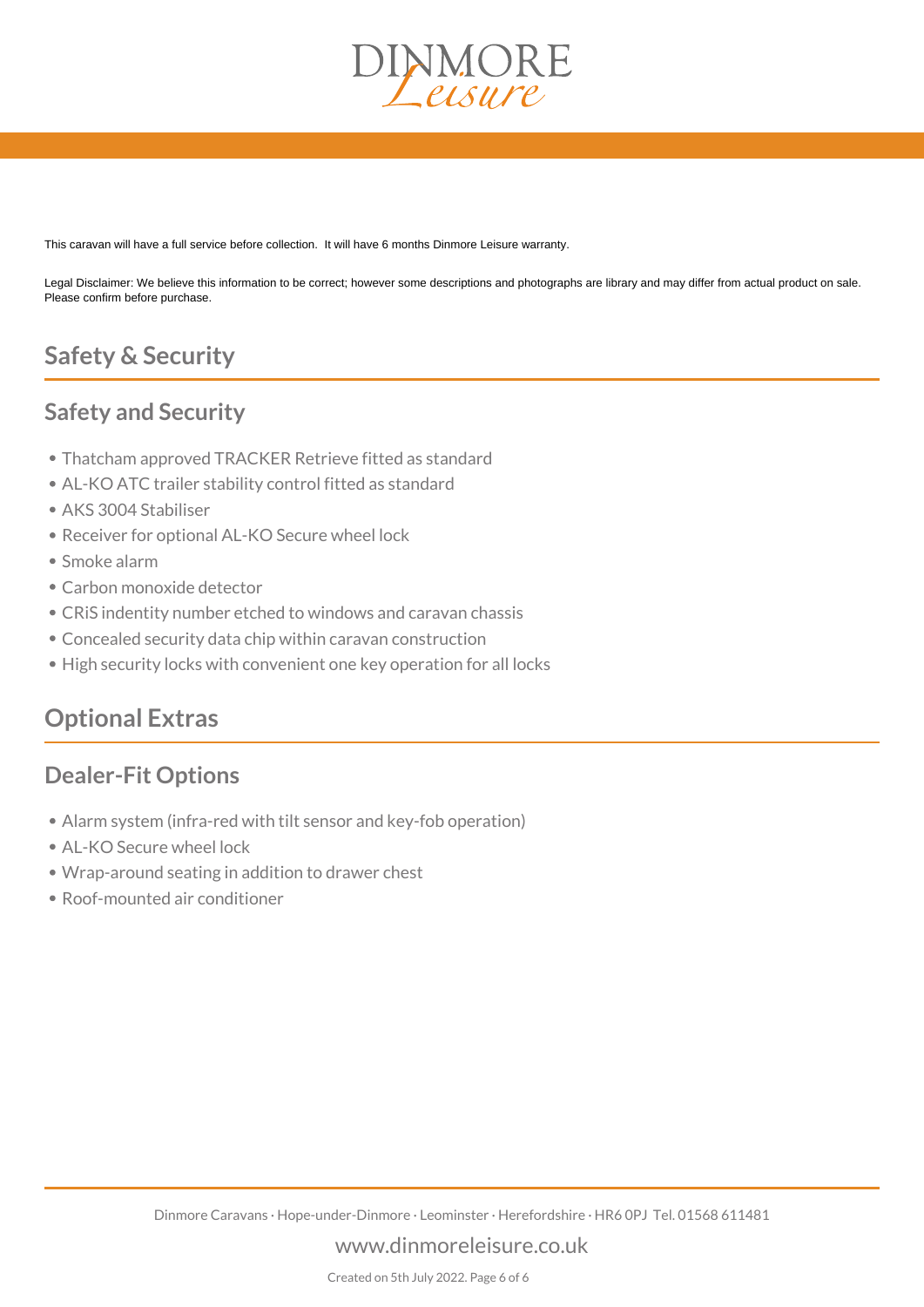This caravan will have a full service before collection. It will have 6 months Dinmore Leisure warranty.

Legal Disclaimer: We believe this information to be correct; however some descriptions and photographs are library and may differ from actual product on sale. Please confirm before purchase.

## Safety & Security

### Safety and Security

- Thatcham approved TRACKER Retrieve fitted as standard
- AL-KO ATC trailer stability control fitted as standard
- AKS 3004 Stabiliser
- Receiver for optional AL-KO Secure wheel lock
- Smoke alarm
- Carbon monoxide detector
- CRiS indentity number etched to windows and caravan chassis
- Concealed security data chip within caravan construction
- High security locks with convenient one key operation for all locks

## Optional Extras

### Dealer-Fit Options

- Alarm system (infra-red with tilt sensor and key-fob operation)
- AL-KO Secure wheel lock
- Wrap-around seating in addition to drawer chest
- Roof-mounted air conditioner